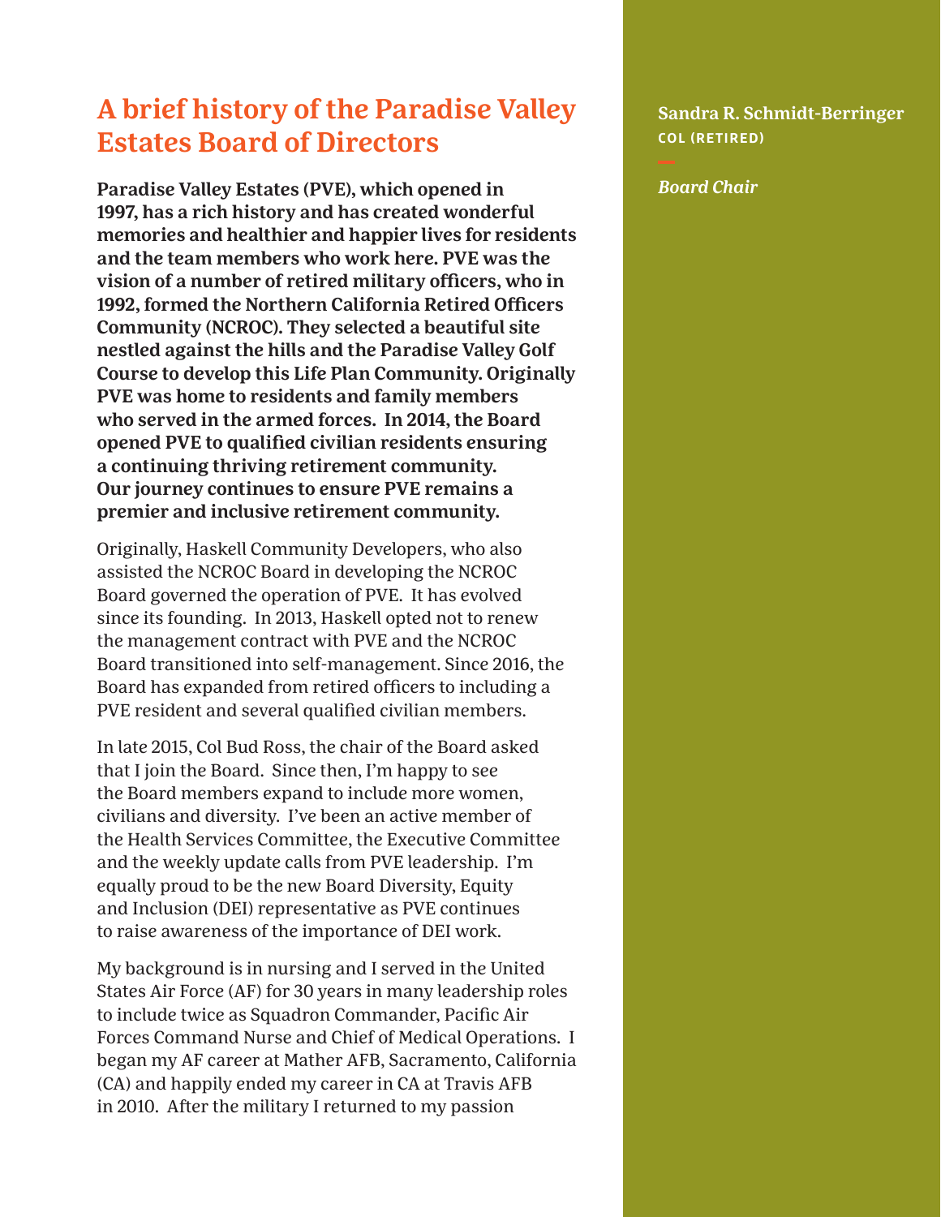# A brief history of the Paradise Valley Estates Board of Directors

**Sandra R. Schmidt-Berringer**
**COL (RETIRED)**

***Board Chair***

**Paradise Valley Estates (PVE), which opened in 1997, has a rich history and has created wonderful memories and healthier and happier lives for residents and the team members who work here. PVE was the vision of a number of retired military officers, who in 1992, formed the Northern California Retired Officers Community (NCROC). They selected a beautiful site nestled against the hills and the Paradise Valley Golf Course to develop this Life Plan Community. Originally PVE was home to residents and family members who served in the armed forces. In 2014, the Board opened PVE to qualified civilian residents ensuring a continuing thriving retirement community. Our journey continues to ensure PVE remains a premier and inclusive retirement community.**

Originally, Haskell Community Developers, who also assisted the NCROC Board in developing the NCROC Board governed the operation of PVE. It has evolved since its founding. In 2013, Haskell opted not to renew the management contract with PVE and the NCROC Board transitioned into self-management. Since 2016, the Board has expanded from retired officers to including a PVE resident and several qualified civilian members.

In late 2015, Col Bud Ross, the chair of the Board asked that I join the Board. Since then, I'm happy to see the Board members expand to include more women, civilians and diversity. I've been an active member of the Health Services Committee, the Executive Committee and the weekly update calls from PVE leadership. I'm equally proud to be the new Board Diversity, Equity and Inclusion (DEI) representative as PVE continues to raise awareness of the importance of DEI work.

My background is in nursing and I served in the United States Air Force (AF) for 30 years in many leadership roles to include twice as Squadron Commander, Pacific Air Forces Command Nurse and Chief of Medical Operations. I began my AF career at Mather AFB, Sacramento, California (CA) and happily ended my career in CA at Travis AFB in 2010. After the military I returned to my passion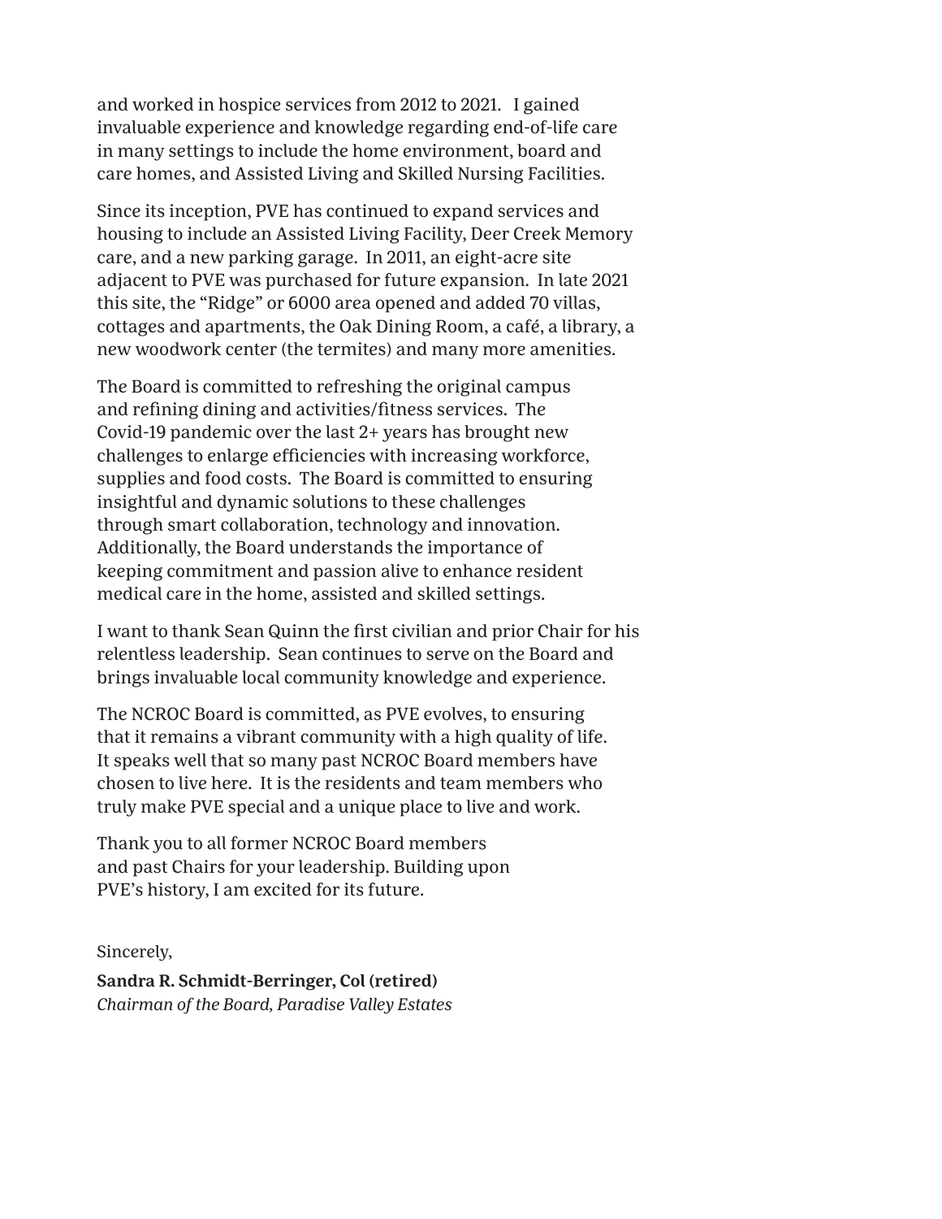and worked in hospice services from 2012 to 2021. I gained invaluable experience and knowledge regarding end-of-life care in many settings to include the home environment, board and care homes, and Assisted Living and Skilled Nursing Facilities.

Since its inception, PVE has continued to expand services and housing to include an Assisted Living Facility, Deer Creek Memory care, and a new parking garage. In 2011, an eight-acre site adjacent to PVE was purchased for future expansion. In late 2021 this site, the "Ridge" or 6000 area opened and added 70 villas, cottages and apartments, the Oak Dining Room, a café, a library, a new woodwork center (the termites) and many more amenities.

The Board is committed to refreshing the original campus and refining dining and activities/fitness services. The Covid-19 pandemic over the last 2+ years has brought new challenges to enlarge efficiencies with increasing workforce, supplies and food costs. The Board is committed to ensuring insightful and dynamic solutions to these challenges through smart collaboration, technology and innovation. Additionally, the Board understands the importance of keeping commitment and passion alive to enhance resident medical care in the home, assisted and skilled settings.

I want to thank Sean Quinn the first civilian and prior Chair for his relentless leadership. Sean continues to serve on the Board and brings invaluable local community knowledge and experience.

The NCROC Board is committed, as PVE evolves, to ensuring that it remains a vibrant community with a high quality of life. It speaks well that so many past NCROC Board members have chosen to live here. It is the residents and team members who truly make PVE special and a unique place to live and work.

Thank you to all former NCROC Board members and past Chairs for your leadership. Building upon PVE's history, I am excited for its future.

Sincerely,

**Sandra R. Schmidt-Berringer, Col (retired)**
*Chairman of the Board, Paradise Valley Estates*